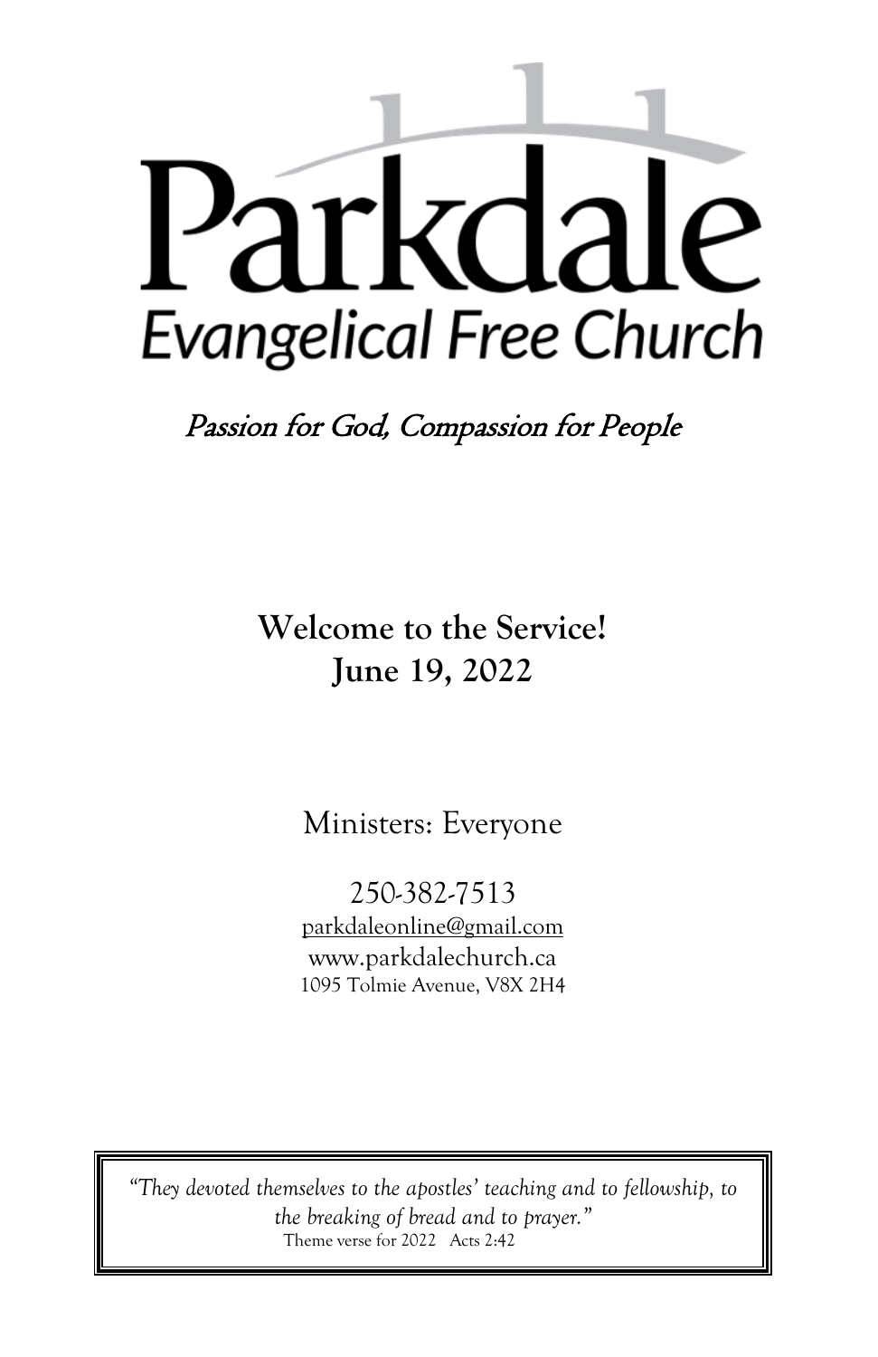# Parkdale

## Evangelical Free Church

*Passion for God, Compassion for People*

**Welcome to the Service!**
**June 19, 2022**

Ministers: Everyone

250-382-7513
parkdaleonline@gmail.com
www.parkdalechurch.ca
1095 Tolmie Avenue, V8X 2H4

> *"They devoted themselves to the apostles' teaching and to fellowship, to the breaking of bread and to prayer."*
> Theme verse for 2022 Acts 2:42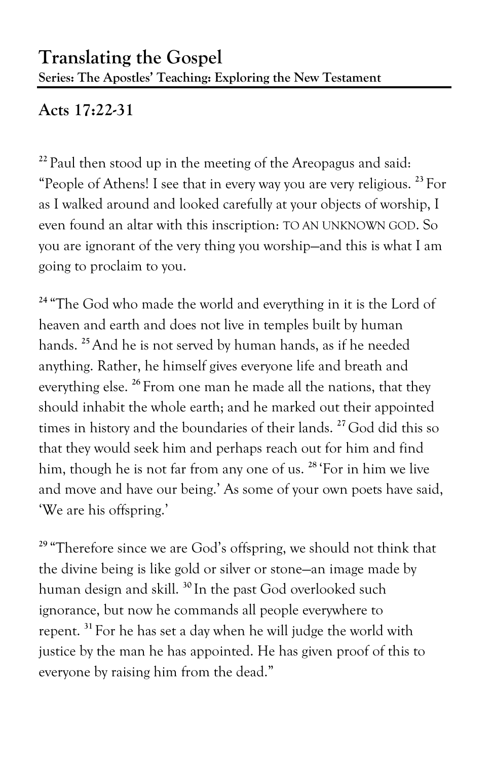# Translating the Gospel

**Series: The Apostles' Teaching: Exploring the New Testament**

## Acts 17:22-31

[22] Paul then stood up in the meeting of the Areopagus and said: "People of Athens! I see that in every way you are very religious. [23] For as I walked around and looked carefully at your objects of worship, I even found an altar with this inscription: TO AN UNKNOWN GOD. So you are ignorant of the very thing you worship—and this is what I am going to proclaim to you.

[24] "The God who made the world and everything in it is the Lord of heaven and earth and does not live in temples built by human hands. [25] And he is not served by human hands, as if he needed anything. Rather, he himself gives everyone life and breath and everything else. [26] From one man he made all the nations, that they should inhabit the whole earth; and he marked out their appointed times in history and the boundaries of their lands. [27] God did this so that they would seek him and perhaps reach out for him and find him, though he is not far from any one of us. [28] 'For in him we live and move and have our being.' As some of your own poets have said, 'We are his offspring.'

[29] "Therefore since we are God's offspring, we should not think that the divine being is like gold or silver or stone—an image made by human design and skill. [30] In the past God overlooked such ignorance, but now he commands all people everywhere to repent. [31] For he has set a day when he will judge the world with justice by the man he has appointed. He has given proof of this to everyone by raising him from the dead."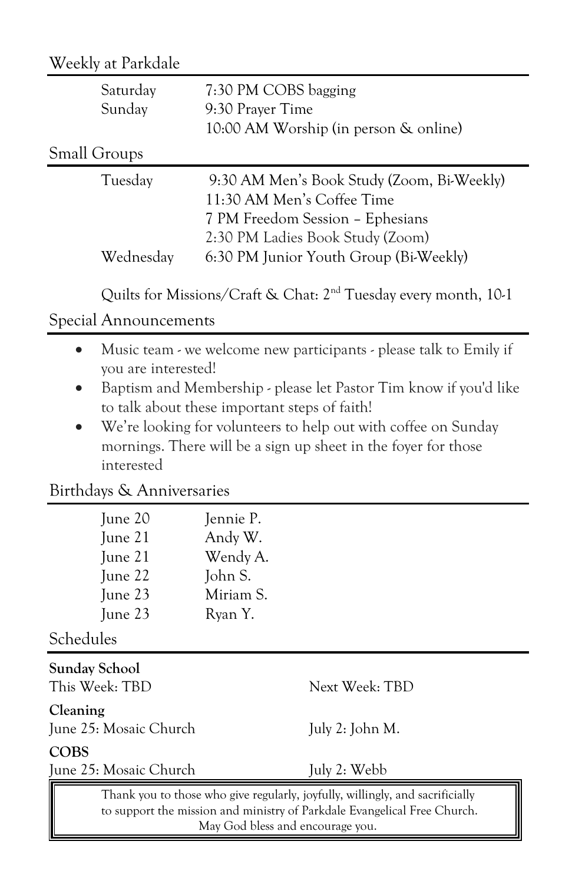## Weekly at Parkdale

| | |
|---|---|
| Saturday | 7:30 PM COBS bagging |
| Sunday | 9:30 Prayer Time |
| | 10:00 AM Worship (in person & online) |

## Small Groups

| | |
|---|---|
| Tuesday | 9:30 AM Men's Book Study (Zoom, Bi-Weekly) |
| | 11:30 AM Men's Coffee Time |
| | 7 PM Freedom Session – Ephesians |
| | 2:30 PM Ladies Book Study (Zoom) |
| Wednesday | 6:30 PM Junior Youth Group (Bi-Weekly) |

Quilts for Missions/Craft & Chat: 2nd Tuesday every month, 10-1

## Special Announcements

- Music team - we welcome new participants - please talk to Emily if you are interested!
- Baptism and Membership - please let Pastor Tim know if you'd like to talk about these important steps of faith!
- We're looking for volunteers to help out with coffee on Sunday mornings. There will be a sign up sheet in the foyer for those interested

## Birthdays & Anniversaries

| | |
|---|---|
| June 20 | Jennie P. |
| June 21 | Andy W. |
| June 21 | Wendy A. |
| June 22 | John S. |
| June 23 | Miriam S. |
| June 23 | Ryan Y. |

## Schedules

**Sunday School**

| | |
|---|---|
| This Week: TBD | Next Week: TBD |

**Cleaning**

| | |
|---|---|
| June 25: Mosaic Church | July 2: John M. |

**COBS**

| | |
|---|---|
| June 25: Mosaic Church | July 2: Webb |

Thank you to those who give regularly, joyfully, willingly, and sacrificially to support the mission and ministry of Parkdale Evangelical Free Church. May God bless and encourage you.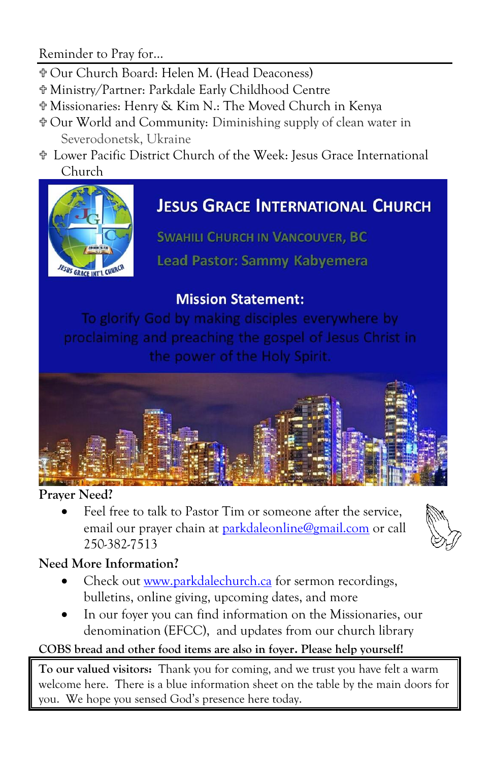Reminder to Pray for…

- ✝ Our Church Board: Helen M. (Head Deaconess)
- ✝ Ministry/Partner: Parkdale Early Childhood Centre
- ✝ Missionaries: Henry & Kim N.: The Moved Church in Kenya
- ✝ Our World and Community: Diminishing supply of clean water in Severodonetsk, Ukraine
- ✝ Lower Pacific District Church of the Week: Jesus Grace International Church

## JESUS GRACE INTERNATIONAL CHURCH

SWAHILI CHURCH IN VANCOUVER, BC

Lead Pastor: Sammy Kabyemera

**Mission Statement:**

To glorify God by making disciples everywhere by proclaiming and preaching the gospel of Jesus Christ in the power of the Holy Spirit.

**Prayer Need?**

- Feel free to talk to Pastor Tim or someone after the service, email our prayer chain at parkdaleonline@gmail.com or call 250-382-7513

**Need More Information?**

- Check out www.parkdalechurch.ca for sermon recordings, bulletins, online giving, upcoming dates, and more
- In our foyer you can find information on the Missionaries, our denomination (EFCC), and updates from our church library

**COBS bread and other food items are also in foyer. Please help yourself!**

**To our valued visitors:** Thank you for coming, and we trust you have felt a warm welcome here. There is a blue information sheet on the table by the main doors for you. We hope you sensed God's presence here today.